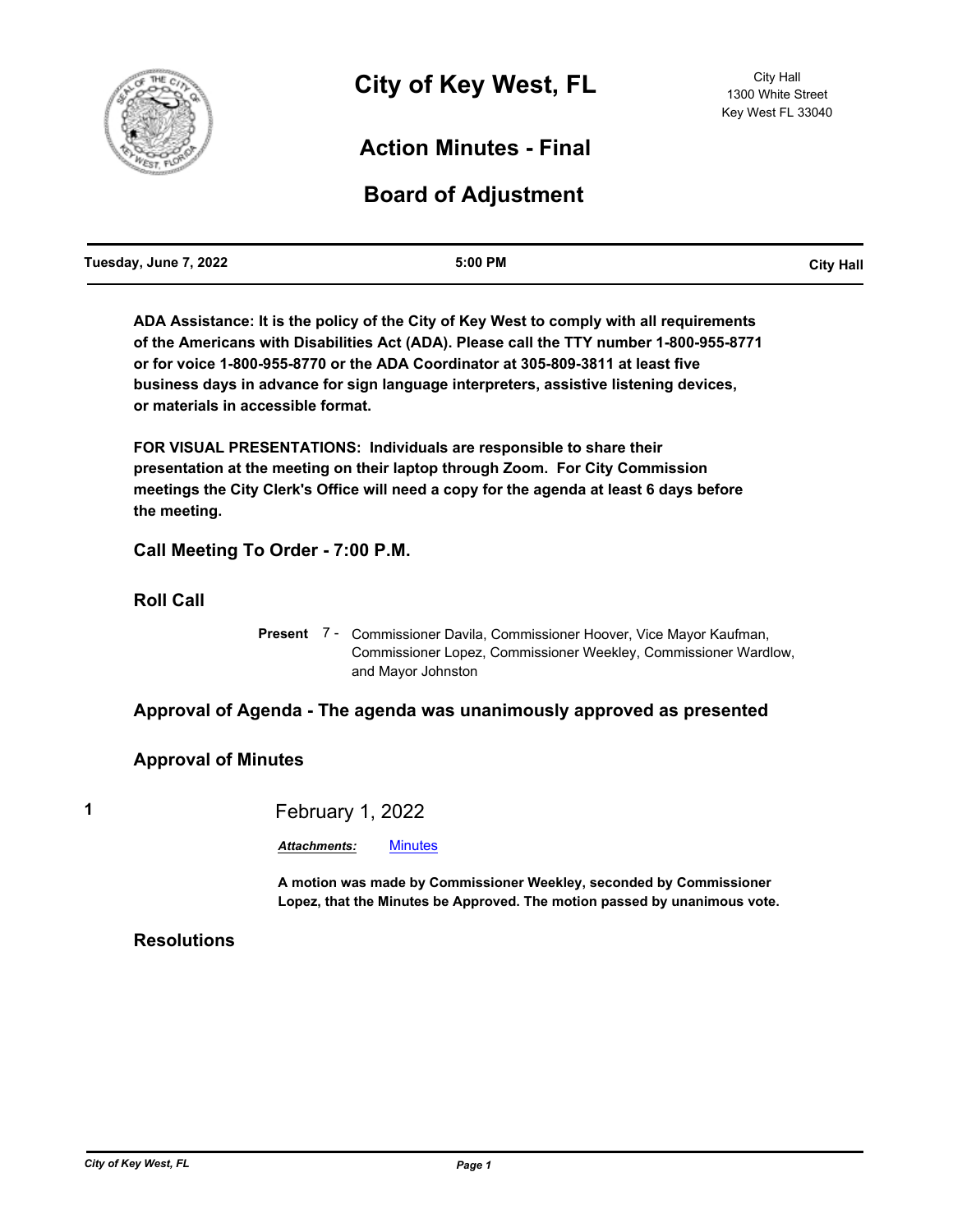# City of Key West, FL

City Hall
1300 White Street
Key West FL 33040

## Action Minutes - Final

## Board of Adjustment

| Tuesday, June 7, 2022 | 5:00 PM | City Hall |
|---|---|---|

**ADA Assistance: It is the policy of the City of Key West to comply with all requirements of the Americans with Disabilities Act (ADA). Please call the TTY number 1-800-955-8771 or for voice 1-800-955-8770 or the ADA Coordinator at 305-809-3811 at least five business days in advance for sign language interpreters, assistive listening devices, or materials in accessible format.**

**FOR VISUAL PRESENTATIONS: Individuals are responsible to share their presentation at the meeting on their laptop through Zoom. For City Commission meetings the City Clerk's Office will need a copy for the agenda at least 6 days before the meeting.**

### Call Meeting To Order - 7:00 P.M.

### Roll Call

**Present** 7 - Commissioner Davila, Commissioner Hoover, Vice Mayor Kaufman, Commissioner Lopez, Commissioner Weekley, Commissioner Wardlow, and Mayor Johnston

### Approval of Agenda - The agenda was unanimously approved as presented

### Approval of Minutes

**1** February 1, 2022

***Attachments:*** Minutes

**A motion was made by Commissioner Weekley, seconded by Commissioner Lopez, that the Minutes be Approved. The motion passed by unanimous vote.**

### Resolutions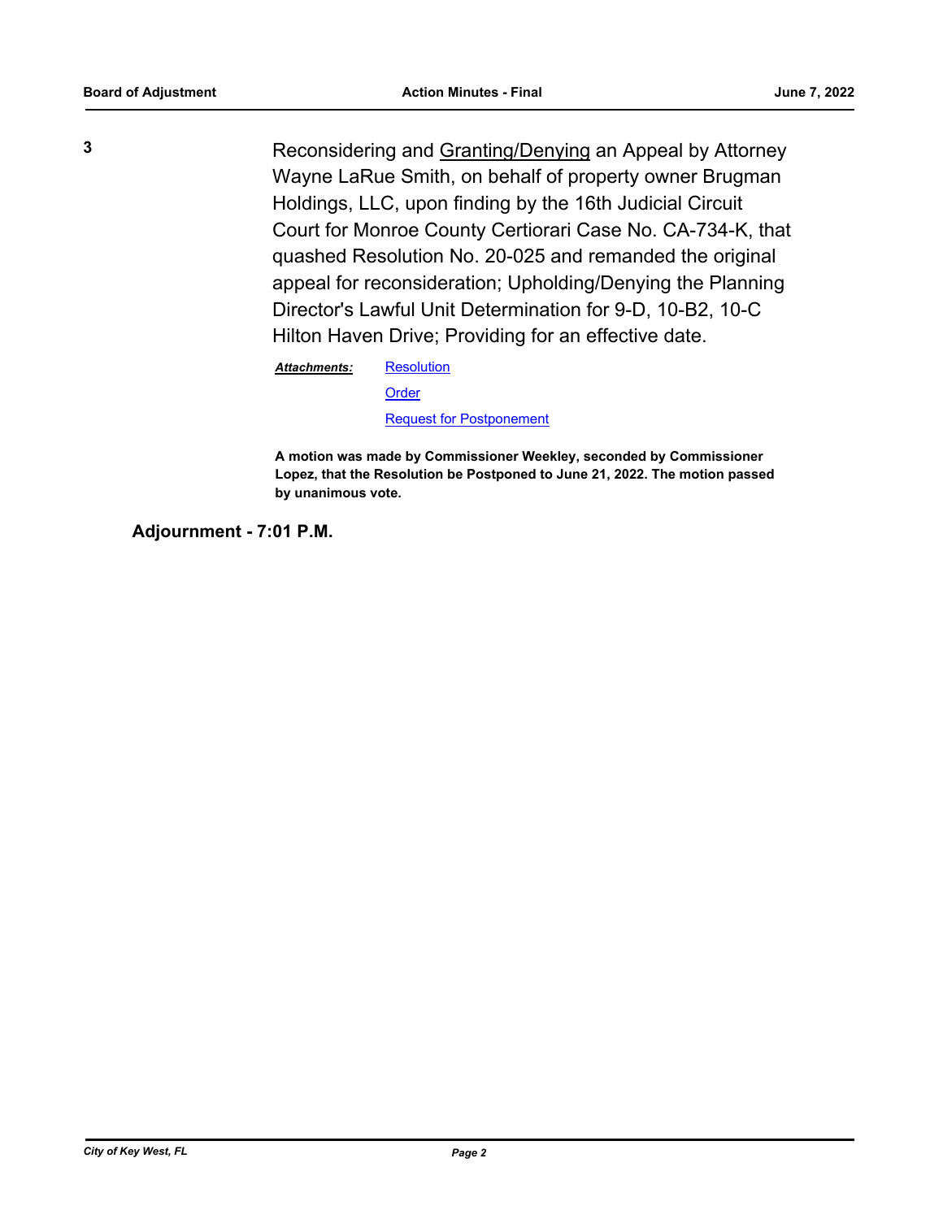**3**

Reconsidering and Granting/Denying an Appeal by Attorney Wayne LaRue Smith, on behalf of property owner Brugman Holdings, LLC, upon finding by the 16th Judicial Circuit Court for Monroe County Certiorari Case No. CA-734-K, that quashed Resolution No. 20-025 and remanded the original appeal for reconsideration; Upholding/Denying the Planning Director's Lawful Unit Determination for 9-D, 10-B2, 10-C Hilton Haven Drive; Providing for an effective date.

***Attachments:*** Resolution
Order
Request for Postponement

**A motion was made by Commissioner Weekley, seconded by Commissioner Lopez, that the Resolution be Postponed to June 21, 2022. The motion passed by unanimous vote.**

**Adjournment - 7:01 P.M.**